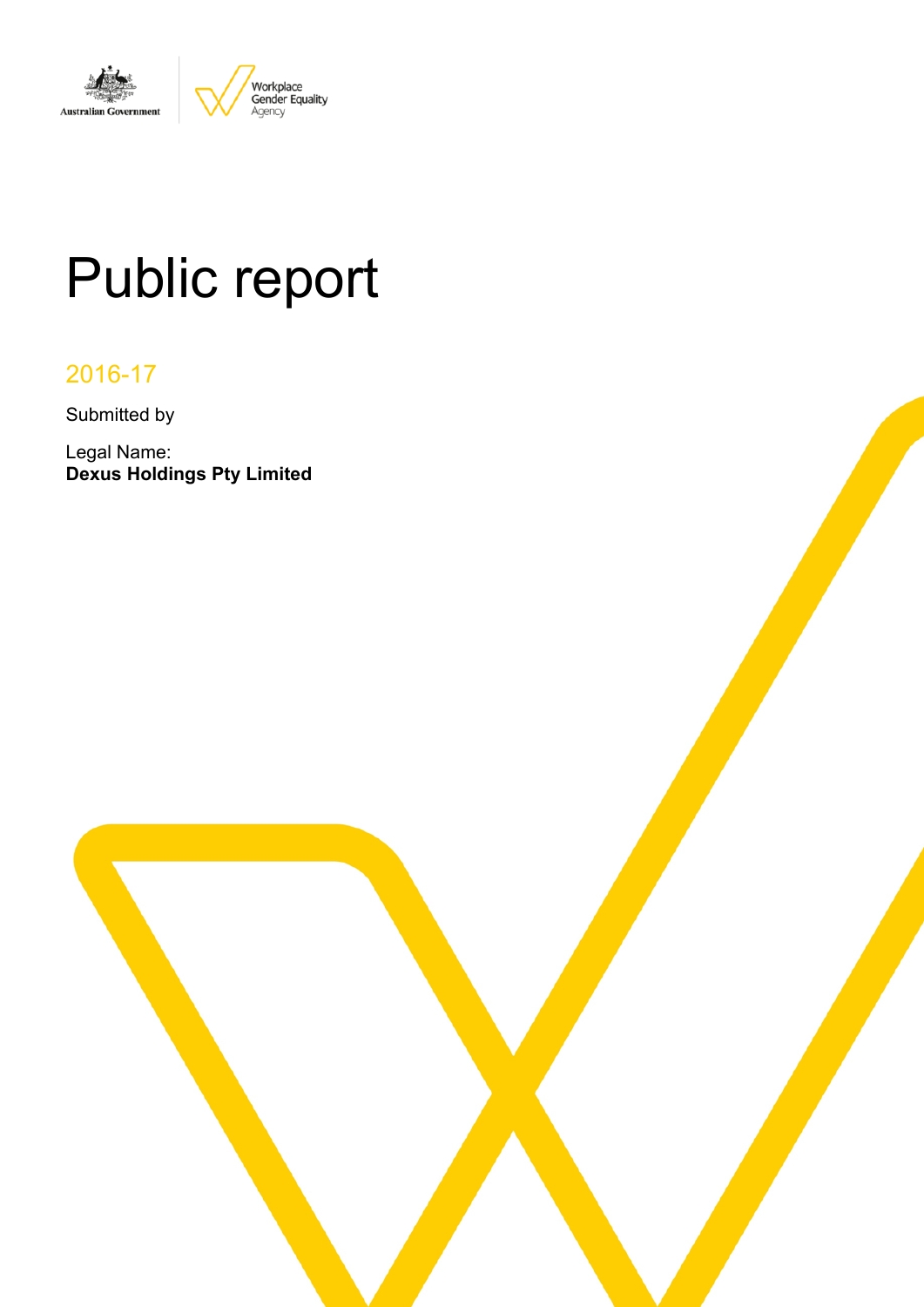# Public report

## 2016-17

Submitted by

Legal Name:
**Dexus Holdings Pty Limited**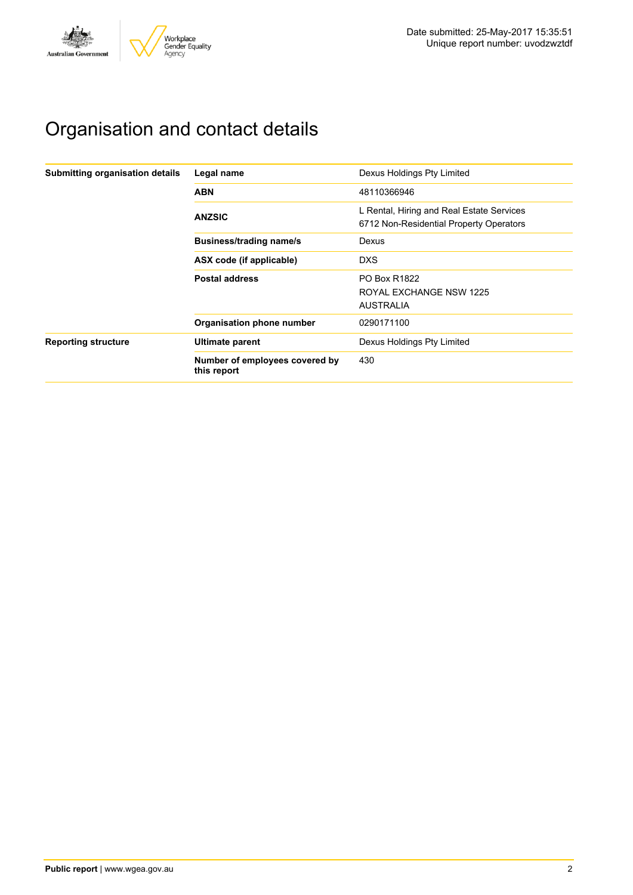Date submitted: 25-May-2017 15:35:51
Unique report number: uvodzwztdf

# Organisation and contact details

| Submitting organisation details | Legal name | Dexus Holdings Pty Limited |
|---|---|---|
| | ABN | 48110366946 |
| | ANZSIC | L Rental, Hiring and Real Estate Services<br>6712 Non-Residential Property Operators |
| | Business/trading name/s | Dexus |
| | ASX code (if applicable) | DXS |
| | Postal address | PO Box R1822<br>ROYAL EXCHANGE NSW 1225<br>AUSTRALIA |
| | Organisation phone number | 0290171100 |
| Reporting structure | Ultimate parent | Dexus Holdings Pty Limited |
| | Number of employees covered by this report | 430 |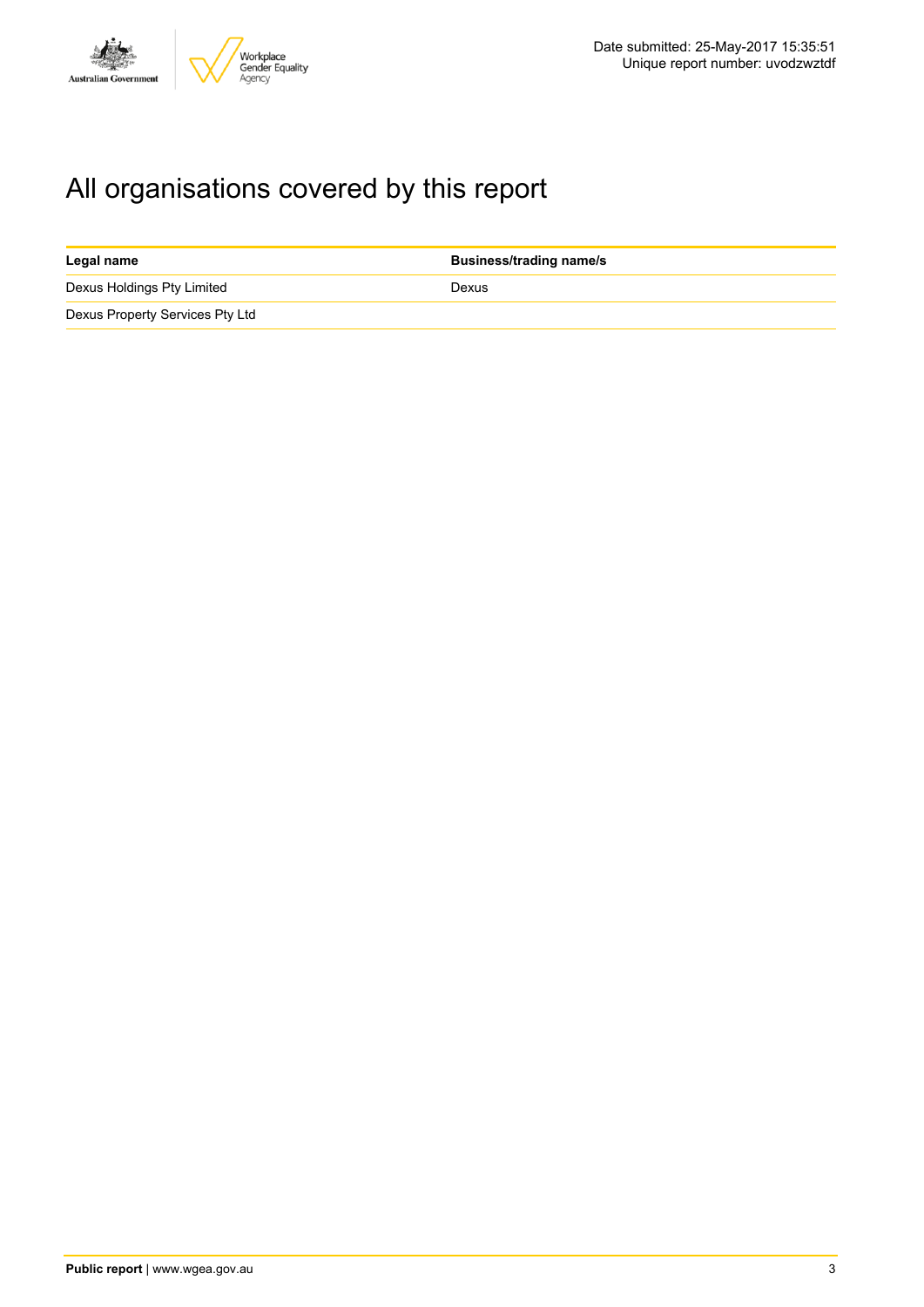# All organisations covered by this report

| Legal name | Business/trading name/s |
| --- | --- |
| Dexus Holdings Pty Limited | Dexus |
| Dexus Property Services Pty Ltd | |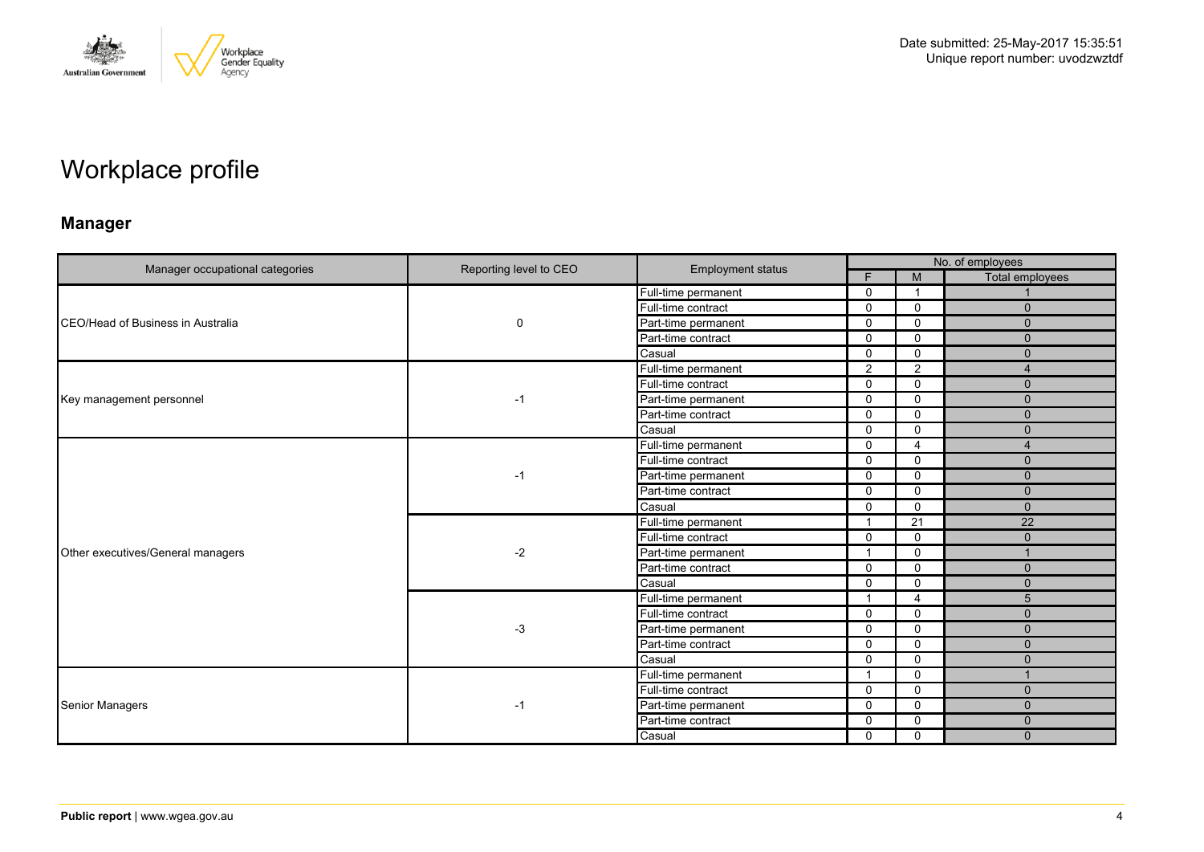Date submitted: 25-May-2017 15:35:51
Unique report number: uvodzwztdf

# Workplace profile

## Manager

| Manager occupational categories | Reporting level to CEO | Employment status | No. of employees | | |
|---|---|---|---|---|---|
| | | | F | M | Total employees |
| CEO/Head of Business in Australia | 0 | Full-time permanent | 0 | 1 | 1 |
| | | Full-time contract | 0 | 0 | 0 |
| | | Part-time permanent | 0 | 0 | 0 |
| | | Part-time contract | 0 | 0 | 0 |
| | | Casual | 0 | 0 | 0 |
| Key management personnel | -1 | Full-time permanent | 2 | 2 | 4 |
| | | Full-time contract | 0 | 0 | 0 |
| | | Part-time permanent | 0 | 0 | 0 |
| | | Part-time contract | 0 | 0 | 0 |
| | | Casual | 0 | 0 | 0 |
| Other executives/General managers | -1 | Full-time permanent | 0 | 4 | 4 |
| | | Full-time contract | 0 | 0 | 0 |
| | | Part-time permanent | 0 | 0 | 0 |
| | | Part-time contract | 0 | 0 | 0 |
| | | Casual | 0 | 0 | 0 |
| | -2 | Full-time permanent | 1 | 21 | 22 |
| | | Full-time contract | 0 | 0 | 0 |
| | | Part-time permanent | 1 | 0 | 1 |
| | | Part-time contract | 0 | 0 | 0 |
| | | Casual | 0 | 0 | 0 |
| | -3 | Full-time permanent | 1 | 4 | 5 |
| | | Full-time contract | 0 | 0 | 0 |
| | | Part-time permanent | 0 | 0 | 0 |
| | | Part-time contract | 0 | 0 | 0 |
| | | Casual | 0 | 0 | 0 |
| Senior Managers | -1 | Full-time permanent | 1 | 0 | 1 |
| | | Full-time contract | 0 | 0 | 0 |
| | | Part-time permanent | 0 | 0 | 0 |
| | | Part-time contract | 0 | 0 | 0 |
| | | Casual | 0 | 0 | 0 |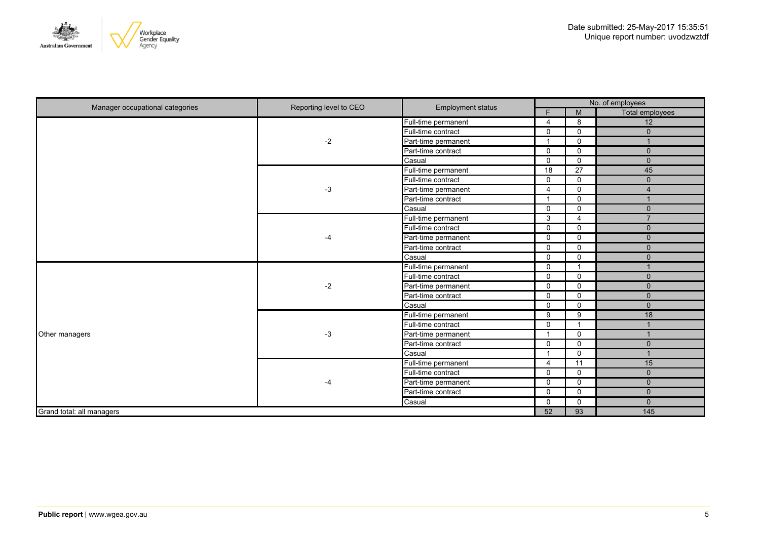Date submitted: 25-May-2017 15:35:51
Unique report number: uvodzwztdf

| Manager occupational categories | Reporting level to CEO | Employment status | No. of employees | | |
|---|---|---|---|---|---|
| | | | F | M | Total employees |
| | -2 | Full-time permanent | 4 | 8 | 12 |
| | | Full-time contract | 0 | 0 | 0 |
| | | Part-time permanent | 1 | 0 | 1 |
| | | Part-time contract | 0 | 0 | 0 |
| | | Casual | 0 | 0 | 0 |
| | -3 | Full-time permanent | 18 | 27 | 45 |
| | | Full-time contract | 0 | 0 | 0 |
| | | Part-time permanent | 4 | 0 | 4 |
| | | Part-time contract | 1 | 0 | 1 |
| | | Casual | 0 | 0 | 0 |
| | -4 | Full-time permanent | 3 | 4 | 7 |
| | | Full-time contract | 0 | 0 | 0 |
| | | Part-time permanent | 0 | 0 | 0 |
| | | Part-time contract | 0 | 0 | 0 |
| | | Casual | 0 | 0 | 0 |
| Other managers | -2 | Full-time permanent | 0 | 1 | 1 |
| | | Full-time contract | 0 | 0 | 0 |
| | | Part-time permanent | 0 | 0 | 0 |
| | | Part-time contract | 0 | 0 | 0 |
| | | Casual | 0 | 0 | 0 |
| | -3 | Full-time permanent | 9 | 9 | 18 |
| | | Full-time contract | 0 | 1 | 1 |
| | | Part-time permanent | 1 | 0 | 1 |
| | | Part-time contract | 0 | 0 | 0 |
| | | Casual | 1 | 0 | 1 |
| | -4 | Full-time permanent | 4 | 11 | 15 |
| | | Full-time contract | 0 | 0 | 0 |
| | | Part-time permanent | 0 | 0 | 0 |
| | | Part-time contract | 0 | 0 | 0 |
| | | Casual | 0 | 0 | 0 |
| Grand total: all managers | | | 52 | 93 | 145 |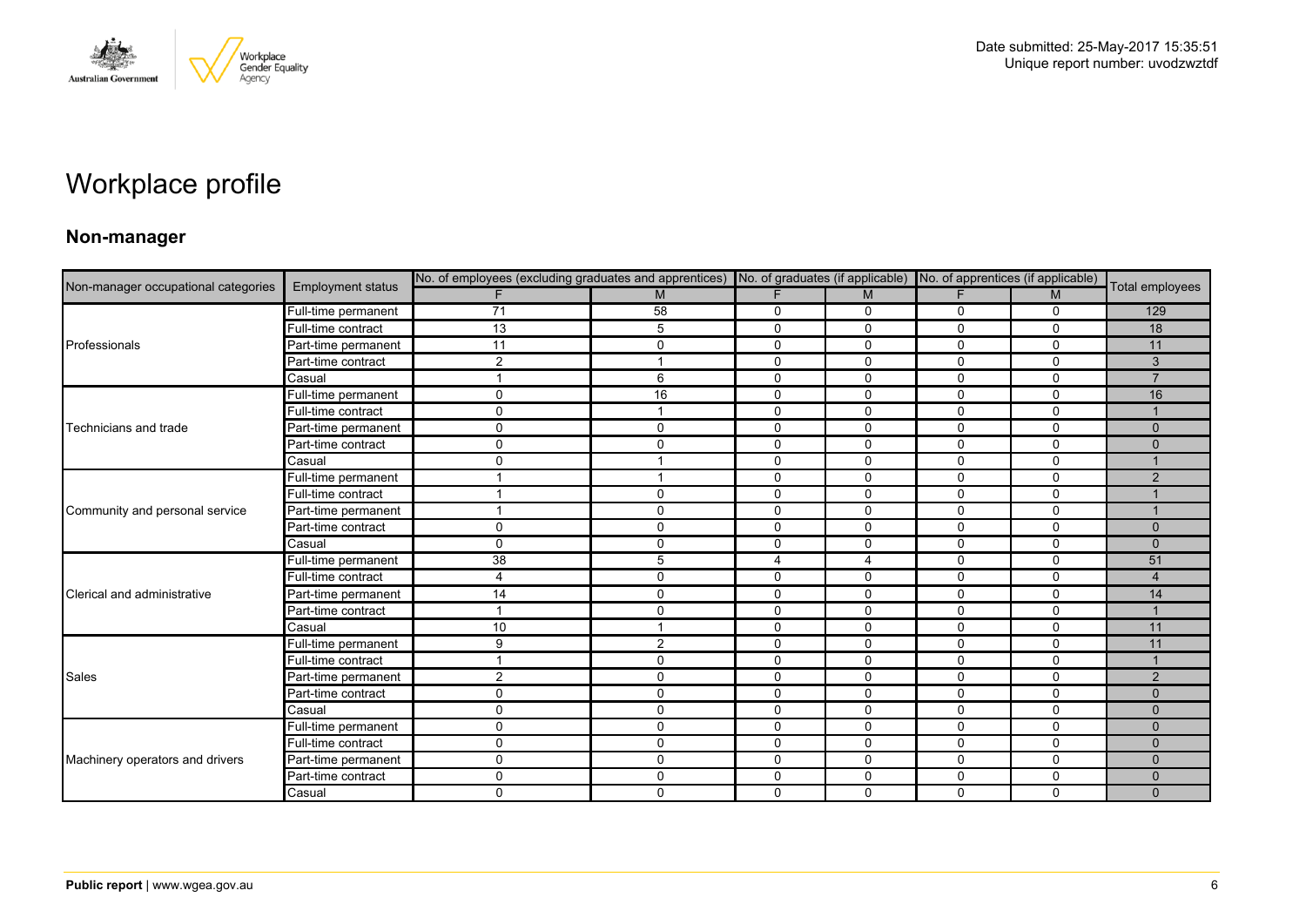Date submitted: 25-May-2017 15:35:51
Unique report number: uvodzwztdf

# Workplace profile

## Non-manager

| Non-manager occupational categories | Employment status | No. of employees (excluding graduates and apprentices) | | No. of graduates (if applicable) | | No. of apprentices (if applicable) | | Total employees |
|---|---|---|---|---|---|---|---|---|
| | | F | M | F | M | F | M | |
| Professionals | Full-time permanent | 71 | 58 | 0 | 0 | 0 | 0 | 129 |
| | Full-time contract | 13 | 5 | 0 | 0 | 0 | 0 | 18 |
| | Part-time permanent | 11 | 0 | 0 | 0 | 0 | 0 | 11 |
| | Part-time contract | 2 | 1 | 0 | 0 | 0 | 0 | 3 |
| | Casual | 1 | 6 | 0 | 0 | 0 | 0 | 7 |
| Technicians and trade | Full-time permanent | 0 | 16 | 0 | 0 | 0 | 0 | 16 |
| | Full-time contract | 0 | 1 | 0 | 0 | 0 | 0 | 1 |
| | Part-time permanent | 0 | 0 | 0 | 0 | 0 | 0 | 0 |
| | Part-time contract | 0 | 0 | 0 | 0 | 0 | 0 | 0 |
| | Casual | 0 | 1 | 0 | 0 | 0 | 0 | 1 |
| Community and personal service | Full-time permanent | 1 | 1 | 0 | 0 | 0 | 0 | 2 |
| | Full-time contract | 1 | 0 | 0 | 0 | 0 | 0 | 1 |
| | Part-time permanent | 1 | 0 | 0 | 0 | 0 | 0 | 1 |
| | Part-time contract | 0 | 0 | 0 | 0 | 0 | 0 | 0 |
| | Casual | 0 | 0 | 0 | 0 | 0 | 0 | 0 |
| Clerical and administrative | Full-time permanent | 38 | 5 | 4 | 4 | 0 | 0 | 51 |
| | Full-time contract | 4 | 0 | 0 | 0 | 0 | 0 | 4 |
| | Part-time permanent | 14 | 0 | 0 | 0 | 0 | 0 | 14 |
| | Part-time contract | 1 | 0 | 0 | 0 | 0 | 0 | 1 |
| | Casual | 10 | 1 | 0 | 0 | 0 | 0 | 11 |
| Sales | Full-time permanent | 9 | 2 | 0 | 0 | 0 | 0 | 11 |
| | Full-time contract | 1 | 0 | 0 | 0 | 0 | 0 | 1 |
| | Part-time permanent | 2 | 0 | 0 | 0 | 0 | 0 | 2 |
| | Part-time contract | 0 | 0 | 0 | 0 | 0 | 0 | 0 |
| | Casual | 0 | 0 | 0 | 0 | 0 | 0 | 0 |
| Machinery operators and drivers | Full-time permanent | 0 | 0 | 0 | 0 | 0 | 0 | 0 |
| | Full-time contract | 0 | 0 | 0 | 0 | 0 | 0 | 0 |
| | Part-time permanent | 0 | 0 | 0 | 0 | 0 | 0 | 0 |
| | Part-time contract | 0 | 0 | 0 | 0 | 0 | 0 | 0 |
| | Casual | 0 | 0 | 0 | 0 | 0 | 0 | 0 |

**Public report** | www.wgea.gov.au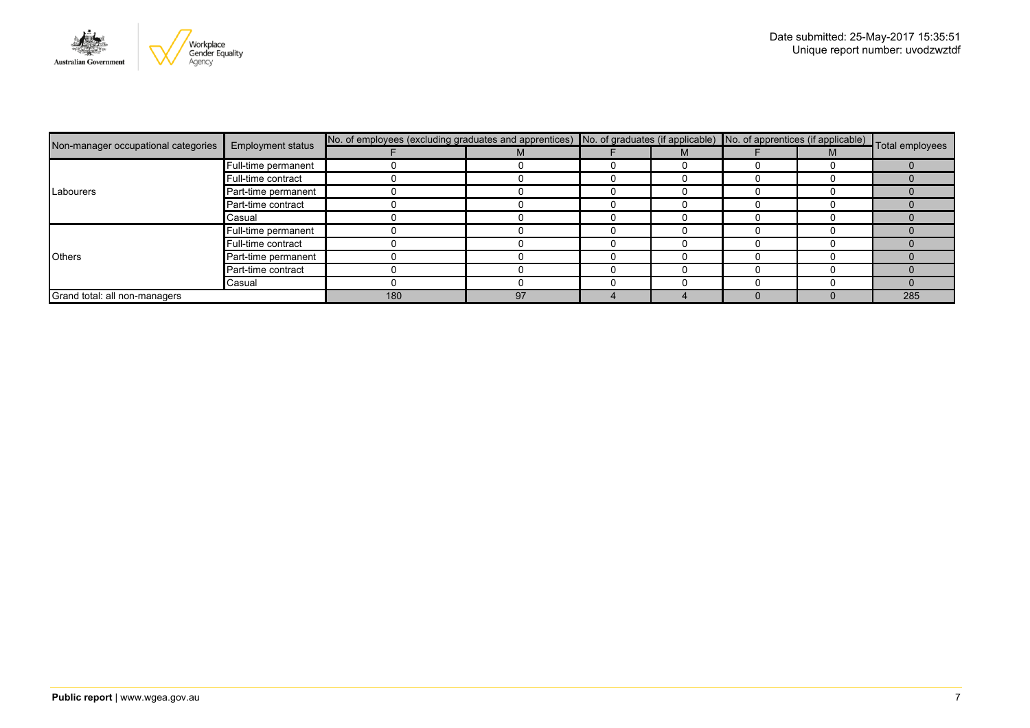| Non-manager occupational categories | Employment status | No. of employees (excluding graduates and apprentices) | | No. of graduates (if applicable) | | No. of apprentices (if applicable) | | Total employees |
|---|---|---|---|---|---|---|---|---|
| | | F | M | F | M | F | M | |
| Labourers | Full-time permanent | 0 | 0 | 0 | 0 | 0 | 0 | 0 |
| | Full-time contract | 0 | 0 | 0 | 0 | 0 | 0 | 0 |
| | Part-time permanent | 0 | 0 | 0 | 0 | 0 | 0 | 0 |
| | Part-time contract | 0 | 0 | 0 | 0 | 0 | 0 | 0 |
| | Casual | 0 | 0 | 0 | 0 | 0 | 0 | 0 |
| Others | Full-time permanent | 0 | 0 | 0 | 0 | 0 | 0 | 0 |
| | Full-time contract | 0 | 0 | 0 | 0 | 0 | 0 | 0 |
| | Part-time permanent | 0 | 0 | 0 | 0 | 0 | 0 | 0 |
| | Part-time contract | 0 | 0 | 0 | 0 | 0 | 0 | 0 |
| | Casual | 0 | 0 | 0 | 0 | 0 | 0 | 0 |
| Grand total: all non-managers | | 180 | 97 | 4 | 4 | 0 | 0 | 285 |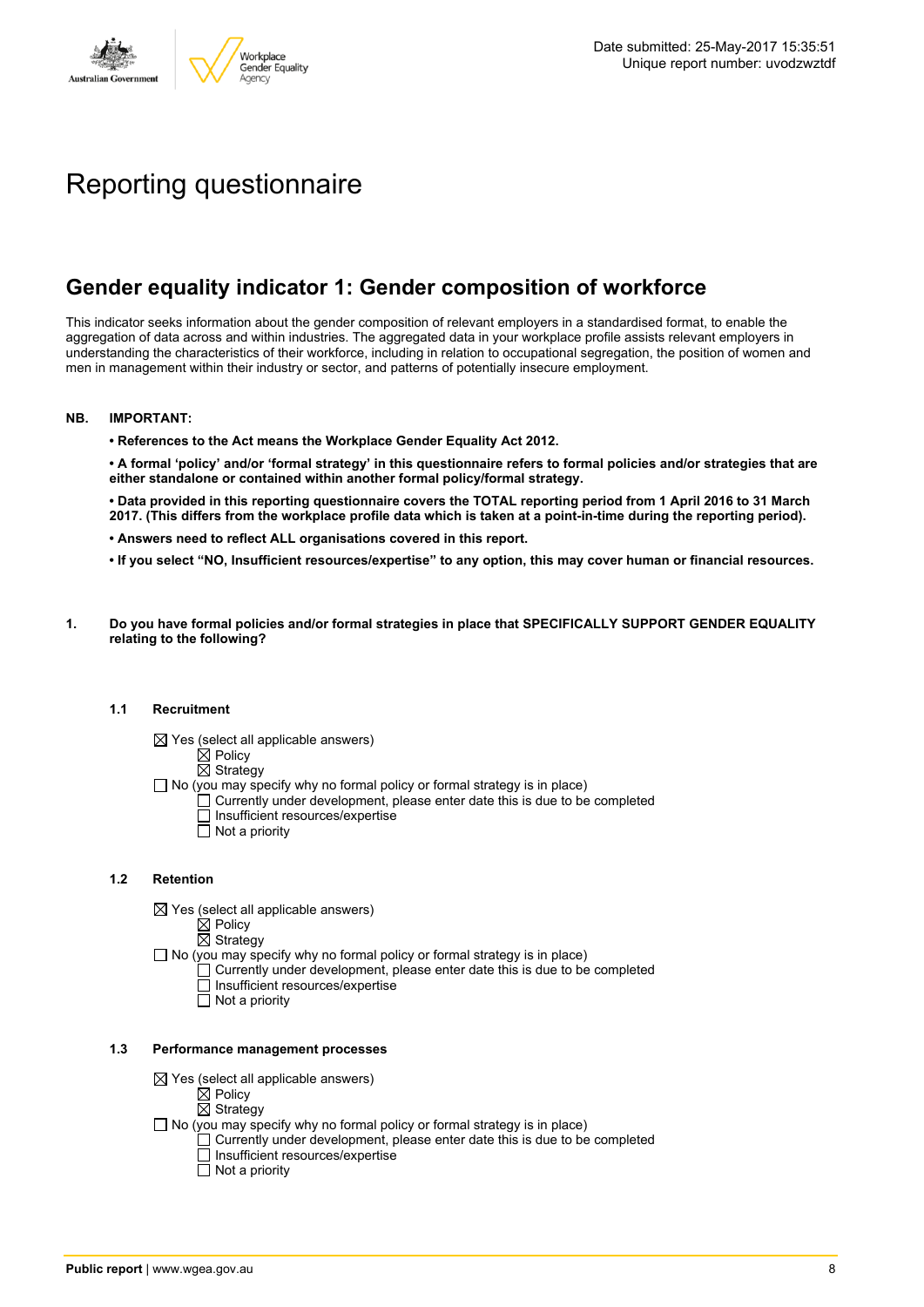Date submitted: 25-May-2017 15:35:51
Unique report number: uvodzwztdf

# Reporting questionnaire

## Gender equality indicator 1: Gender composition of workforce

This indicator seeks information about the gender composition of relevant employers in a standardised format, to enable the aggregation of data across and within industries. The aggregated data in your workplace profile assists relevant employers in understanding the characteristics of their workforce, including in relation to occupational segregation, the position of women and men in management within their industry or sector, and patterns of potentially insecure employment.

**NB. IMPORTANT:**

- **References to the Act means the Workplace Gender Equality Act 2012.**
- **A formal 'policy' and/or 'formal strategy' in this questionnaire refers to formal policies and/or strategies that are either standalone or contained within another formal policy/formal strategy.**
- **Data provided in this reporting questionnaire covers the TOTAL reporting period from 1 April 2016 to 31 March 2017. (This differs from the workplace profile data which is taken at a point-in-time during the reporting period).**
- **Answers need to reflect ALL organisations covered in this report.**
- **If you select "NO, Insufficient resources/expertise" to any option, this may cover human or financial resources.**

**1. Do you have formal policies and/or formal strategies in place that SPECIFICALLY SUPPORT GENDER EQUALITY relating to the following?**

**1.1 Recruitment**

- ☒ Yes (select all applicable answers)
  - ☒ Policy
  - ☒ Strategy
- ☐ No (you may specify why no formal policy or formal strategy is in place)
  - ☐ Currently under development, please enter date this is due to be completed
  - ☐ Insufficient resources/expertise
  - ☐ Not a priority

**1.2 Retention**

- ☒ Yes (select all applicable answers)
  - ☒ Policy
  - ☒ Strategy
- ☐ No (you may specify why no formal policy or formal strategy is in place)
  - ☐ Currently under development, please enter date this is due to be completed
  - ☐ Insufficient resources/expertise
  - ☐ Not a priority

**1.3 Performance management processes**

- ☒ Yes (select all applicable answers)
  - ☒ Policy
  - ☒ Strategy
- ☐ No (you may specify why no formal policy or formal strategy is in place)
  - ☐ Currently under development, please enter date this is due to be completed
  - ☐ Insufficient resources/expertise
  - ☐ Not a priority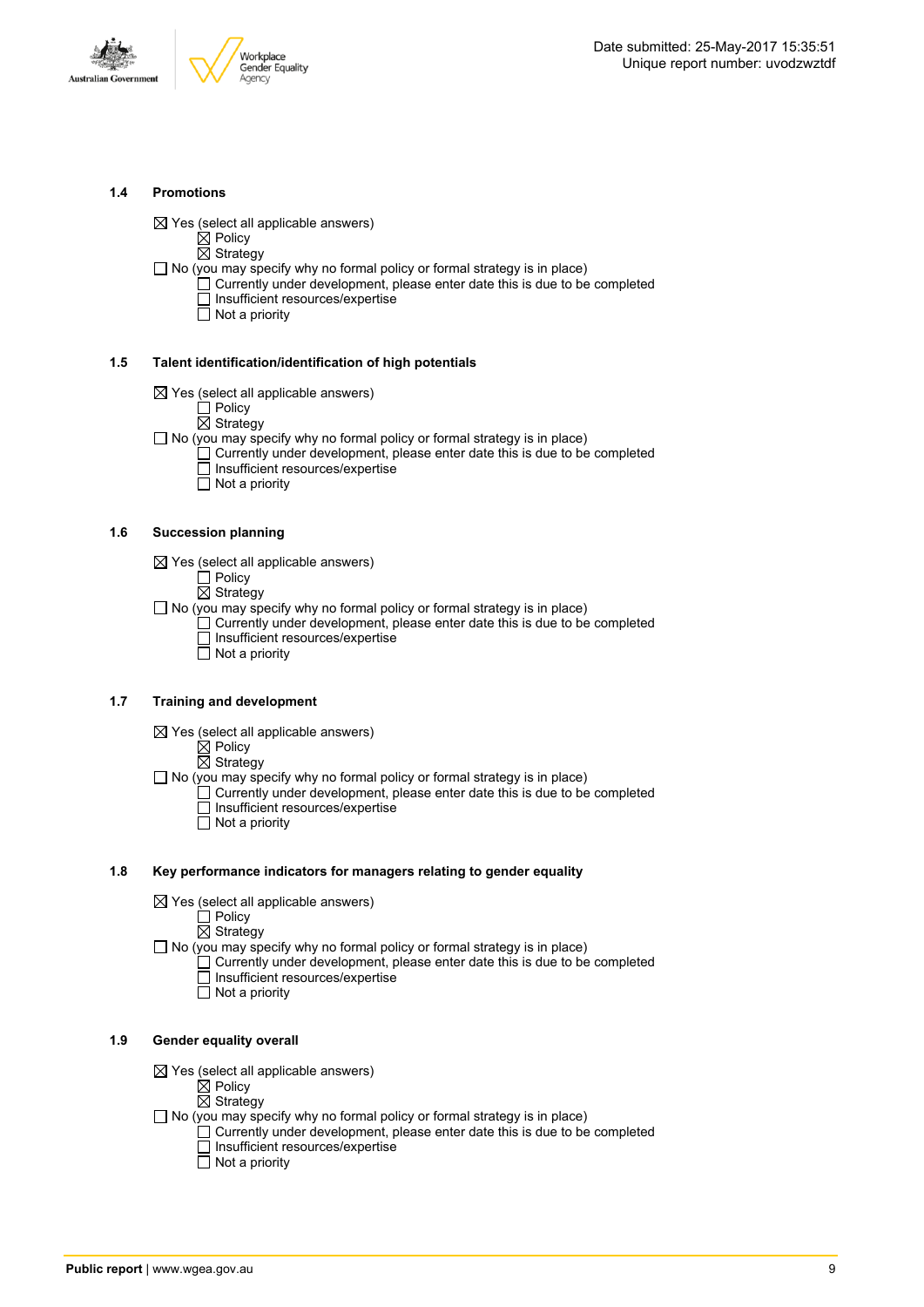### 1.4 Promotions

☒ Yes (select all applicable answers)
- ☒ Policy
- ☒ Strategy

☐ No (you may specify why no formal policy or formal strategy is in place)
- ☐ Currently under development, please enter date this is due to be completed
- ☐ Insufficient resources/expertise
- ☐ Not a priority

### 1.5 Talent identification/identification of high potentials

☒ Yes (select all applicable answers)
- ☐ Policy
- ☒ Strategy

☐ No (you may specify why no formal policy or formal strategy is in place)
- ☐ Currently under development, please enter date this is due to be completed
- ☐ Insufficient resources/expertise
- ☐ Not a priority

### 1.6 Succession planning

☒ Yes (select all applicable answers)
- ☐ Policy
- ☒ Strategy

☐ No (you may specify why no formal policy or formal strategy is in place)
- ☐ Currently under development, please enter date this is due to be completed
- ☐ Insufficient resources/expertise
- ☐ Not a priority

### 1.7 Training and development

☒ Yes (select all applicable answers)
- ☒ Policy
- ☒ Strategy

☐ No (you may specify why no formal policy or formal strategy is in place)
- ☐ Currently under development, please enter date this is due to be completed
- ☐ Insufficient resources/expertise
- ☐ Not a priority

### 1.8 Key performance indicators for managers relating to gender equality

☒ Yes (select all applicable answers)
- ☐ Policy
- ☒ Strategy

☐ No (you may specify why no formal policy or formal strategy is in place)
- ☐ Currently under development, please enter date this is due to be completed
- ☐ Insufficient resources/expertise
- ☐ Not a priority

### 1.9 Gender equality overall

☒ Yes (select all applicable answers)
- ☒ Policy
- ☒ Strategy

☐ No (you may specify why no formal policy or formal strategy is in place)
- ☐ Currently under development, please enter date this is due to be completed
- ☐ Insufficient resources/expertise
- ☐ Not a priority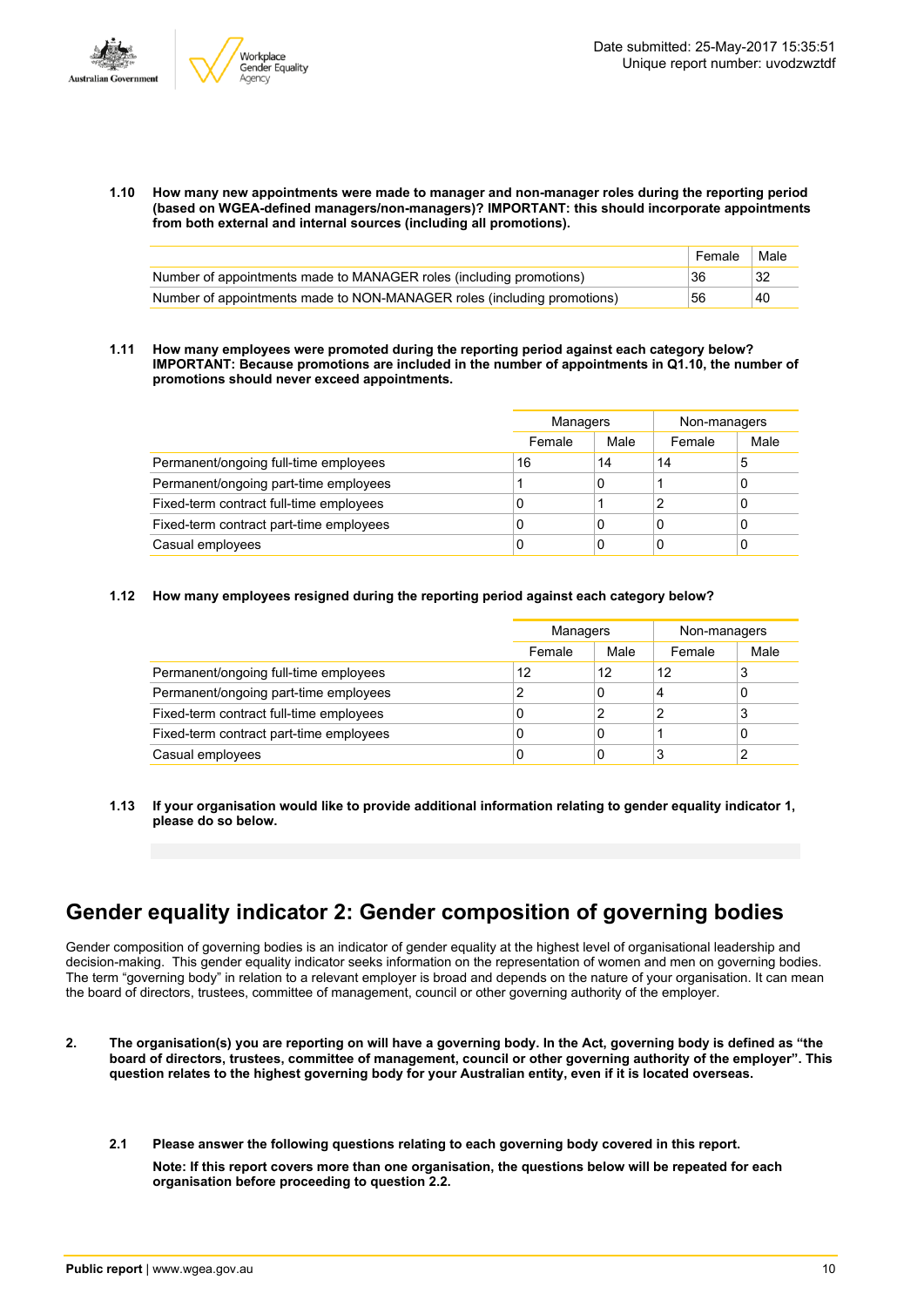**1.10 How many new appointments were made to manager and non-manager roles during the reporting period (based on WGEA-defined managers/non-managers)? IMPORTANT: this should incorporate appointments from both external and internal sources (including all promotions).**

| | Female | Male |
|---|---|---|
| Number of appointments made to MANAGER roles (including promotions) | 36 | 32 |
| Number of appointments made to NON-MANAGER roles (including promotions) | 56 | 40 |

**1.11 How many employees were promoted during the reporting period against each category below? IMPORTANT: Because promotions are included in the number of appointments in Q1.10, the number of promotions should never exceed appointments.**

| | Managers | | Non-managers | |
|---|---|---|---|---|
| | Female | Male | Female | Male |
| Permanent/ongoing full-time employees | 16 | 14 | 14 | 5 |
| Permanent/ongoing part-time employees | 1 | 0 | 1 | 0 |
| Fixed-term contract full-time employees | 0 | 1 | 2 | 0 |
| Fixed-term contract part-time employees | 0 | 0 | 0 | 0 |
| Casual employees | 0 | 0 | 0 | 0 |

**1.12 How many employees resigned during the reporting period against each category below?**

| | Managers | | Non-managers | |
|---|---|---|---|---|
| | Female | Male | Female | Male |
| Permanent/ongoing full-time employees | 12 | 12 | 12 | 3 |
| Permanent/ongoing part-time employees | 2 | 0 | 4 | 0 |
| Fixed-term contract full-time employees | 0 | 2 | 2 | 3 |
| Fixed-term contract part-time employees | 0 | 0 | 1 | 0 |
| Casual employees | 0 | 0 | 3 | 2 |

**1.13 If your organisation would like to provide additional information relating to gender equality indicator 1, please do so below.**

# Gender equality indicator 2: Gender composition of governing bodies

Gender composition of governing bodies is an indicator of gender equality at the highest level of organisational leadership and decision-making. This gender equality indicator seeks information on the representation of women and men on governing bodies. The term "governing body" in relation to a relevant employer is broad and depends on the nature of your organisation. It can mean the board of directors, trustees, committee of management, council or other governing authority of the employer.

**2. The organisation(s) you are reporting on will have a governing body. In the Act, governing body is defined as "the board of directors, trustees, committee of management, council or other governing authority of the employer". This question relates to the highest governing body for your Australian entity, even if it is located overseas.**

**2.1 Please answer the following questions relating to each governing body covered in this report.**

**Note: If this report covers more than one organisation, the questions below will be repeated for each organisation before proceeding to question 2.2.**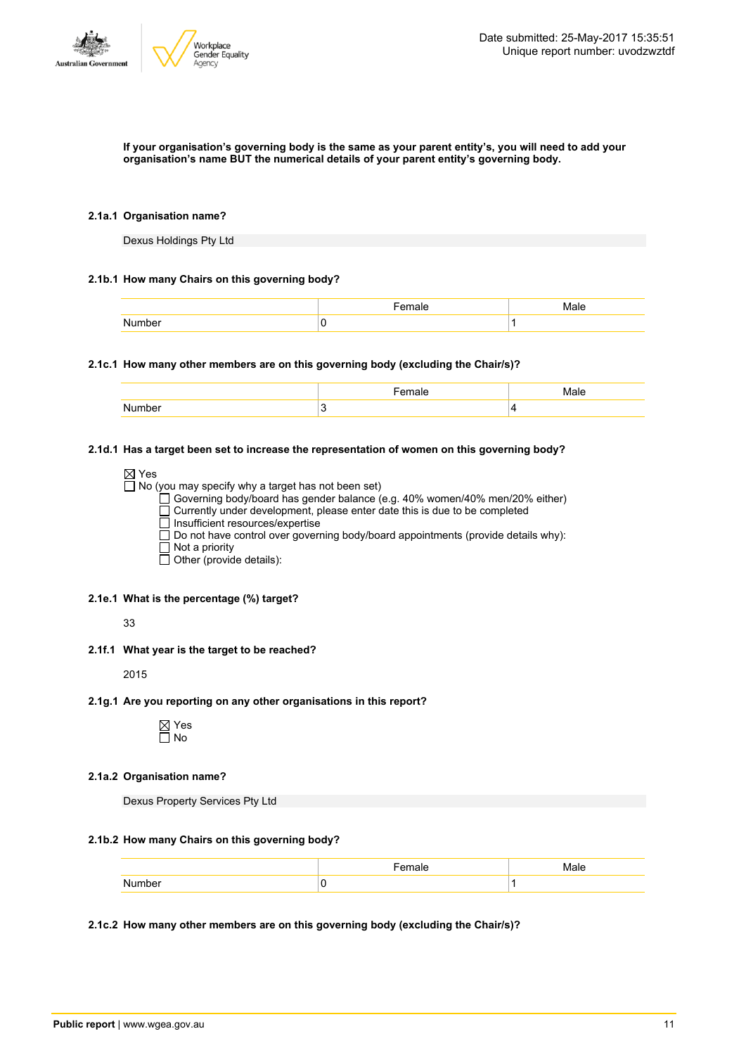**If your organisation's governing body is the same as your parent entity's, you will need to add your organisation's name BUT the numerical details of your parent entity's governing body.**

**2.1a.1 Organisation name?**

Dexus Holdings Pty Ltd

**2.1b.1 How many Chairs on this governing body?**

| | Female | Male |
|---|---|---|
| Number | 0 | 1 |

**2.1c.1 How many other members are on this governing body (excluding the Chair/s)?**

| | Female | Male |
|---|---|---|
| Number | 3 | 4 |

**2.1d.1 Has a target been set to increase the representation of women on this governing body?**

☒ Yes
☐ No (you may specify why a target has not been set)
- ☐ Governing body/board has gender balance (e.g. 40% women/40% men/20% either)
- ☐ Currently under development, please enter date this is due to be completed
- ☐ Insufficient resources/expertise
- ☐ Do not have control over governing body/board appointments (provide details why):
- ☐ Not a priority
- ☐ Other (provide details):

**2.1e.1 What is the percentage (%) target?**

33

**2.1f.1 What year is the target to be reached?**

2015

**2.1g.1 Are you reporting on any other organisations in this report?**

☒ Yes
☐ No

**2.1a.2 Organisation name?**

Dexus Property Services Pty Ltd

**2.1b.2 How many Chairs on this governing body?**

| | Female | Male |
|---|---|---|
| Number | 0 | 1 |

**2.1c.2 How many other members are on this governing body (excluding the Chair/s)?**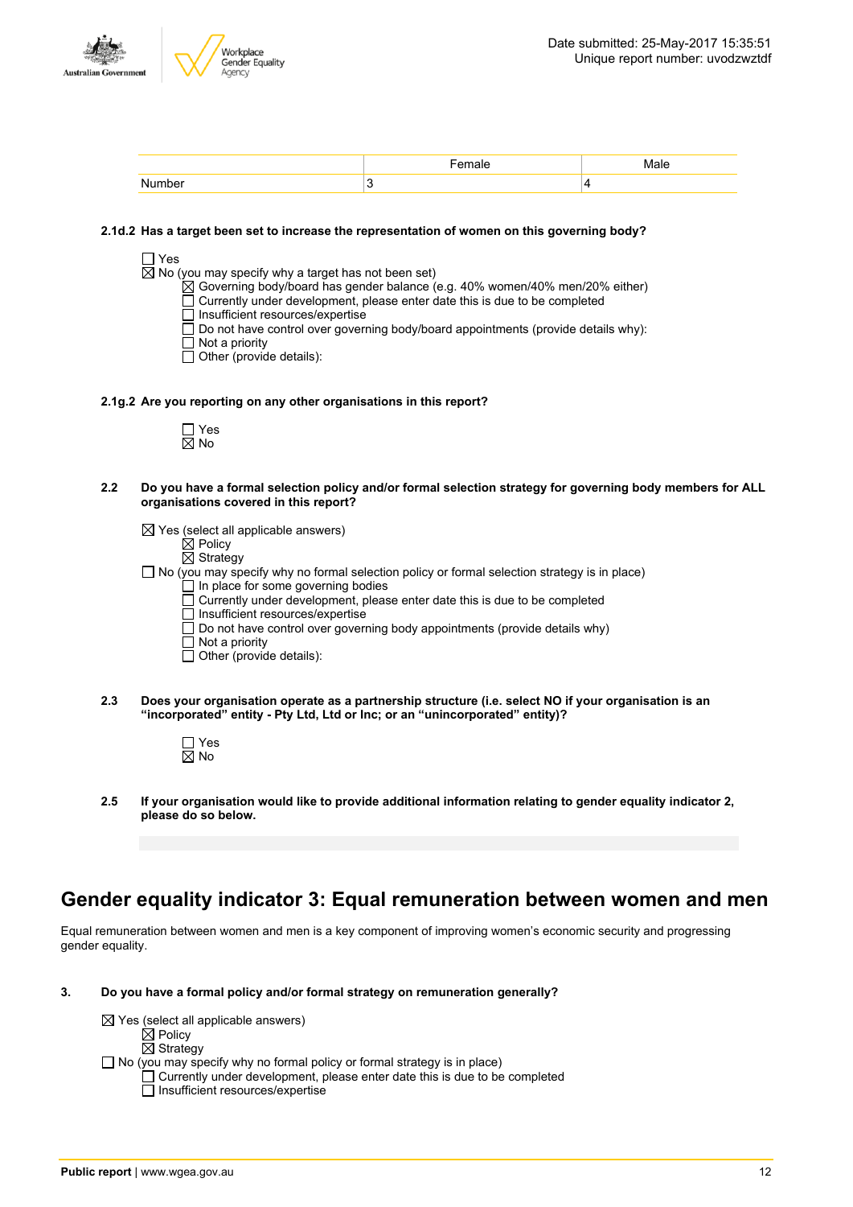| | Female | Male |
|---|---|---|
| Number | 3 | 4 |

**2.1d.2 Has a target been set to increase the representation of women on this governing body?**

☐ Yes
☒ No (you may specify why a target has not been set)
- ☒ Governing body/board has gender balance (e.g. 40% women/40% men/20% either)
- ☐ Currently under development, please enter date this is due to be completed
- ☐ Insufficient resources/expertise
- ☐ Do not have control over governing body/board appointments (provide details why):
- ☐ Not a priority
- ☐ Other (provide details):

**2.1g.2 Are you reporting on any other organisations in this report?**

☐ Yes
☒ No

**2.2 Do you have a formal selection policy and/or formal selection strategy for governing body members for ALL organisations covered in this report?**

☒ Yes (select all applicable answers)
- ☒ Policy
- ☒ Strategy

☐ No (you may specify why no formal selection policy or formal selection strategy is in place)
- ☐ In place for some governing bodies
- ☐ Currently under development, please enter date this is due to be completed
- ☐ Insufficient resources/expertise
- ☐ Do not have control over governing body appointments (provide details why)
- ☐ Not a priority
- ☐ Other (provide details):

**2.3 Does your organisation operate as a partnership structure (i.e. select NO if your organisation is an "incorporated" entity - Pty Ltd, Ltd or Inc; or an "unincorporated" entity)?**

☐ Yes
☒ No

**2.5 If your organisation would like to provide additional information relating to gender equality indicator 2, please do so below.**

# Gender equality indicator 3: Equal remuneration between women and men

Equal remuneration between women and men is a key component of improving women's economic security and progressing gender equality.

**3. Do you have a formal policy and/or formal strategy on remuneration generally?**

☒ Yes (select all applicable answers)
- ☒ Policy
- ☒ Strategy

☐ No (you may specify why no formal policy or formal strategy is in place)
- ☐ Currently under development, please enter date this is due to be completed
- ☐ Insufficient resources/expertise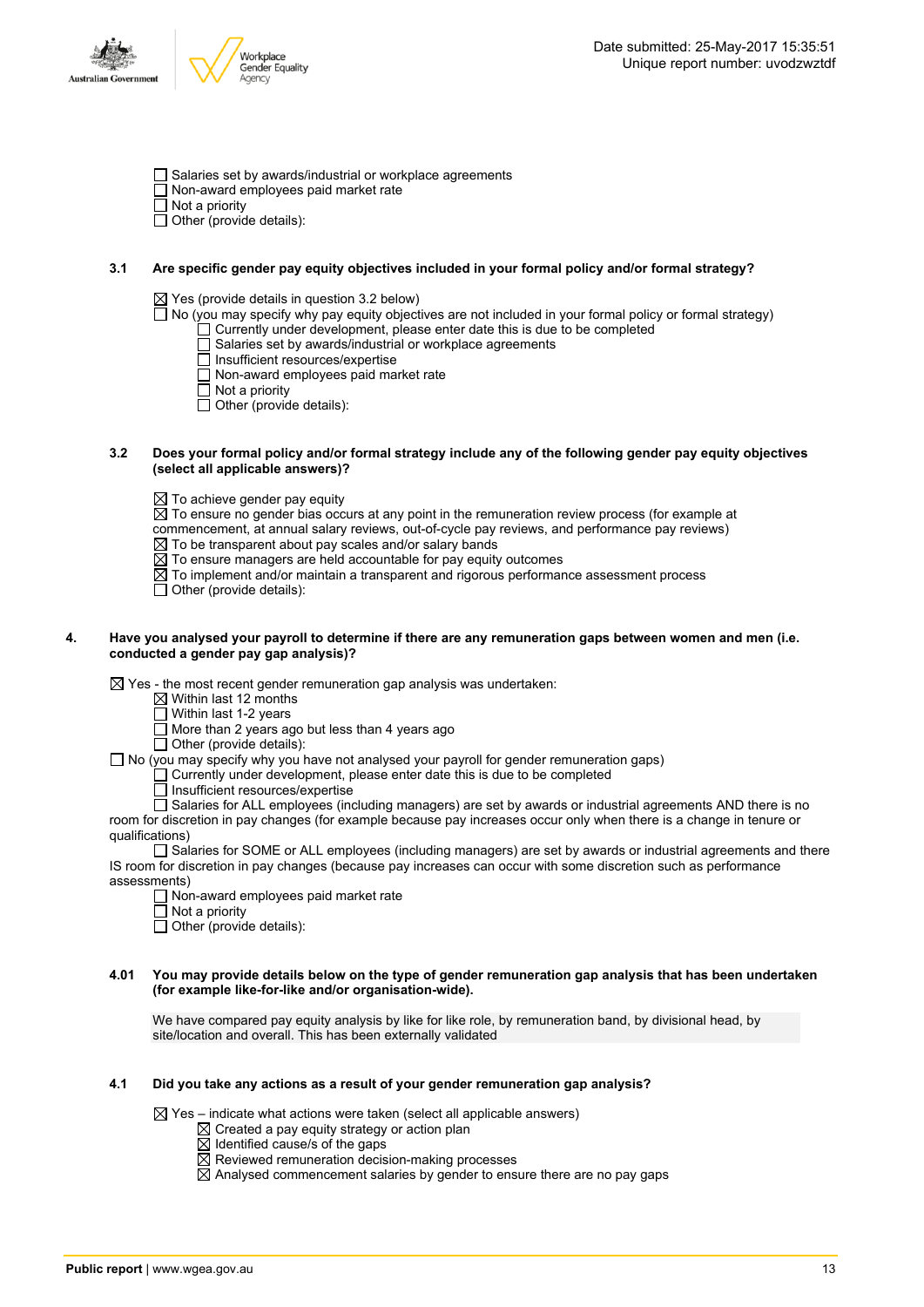- ☐ Salaries set by awards/industrial or workplace agreements
- ☐ Non-award employees paid market rate
- ☐ Not a priority
- ☐ Other (provide details):

**3.1 Are specific gender pay equity objectives included in your formal policy and/or formal strategy?**

- ☒ Yes (provide details in question 3.2 below)
- ☐ No (you may specify why pay equity objectives are not included in your formal policy or formal strategy)
  - ☐ Currently under development, please enter date this is due to be completed
  - ☐ Salaries set by awards/industrial or workplace agreements
  - ☐ Insufficient resources/expertise
  - ☐ Non-award employees paid market rate
  - ☐ Not a priority
  - ☐ Other (provide details):

**3.2 Does your formal policy and/or formal strategy include any of the following gender pay equity objectives (select all applicable answers)?**

- ☒ To achieve gender pay equity
- ☒ To ensure no gender bias occurs at any point in the remuneration review process (for example at commencement, at annual salary reviews, out-of-cycle pay reviews, and performance pay reviews)
- ☒ To be transparent about pay scales and/or salary bands
- ☒ To ensure managers are held accountable for pay equity outcomes
- ☒ To implement and/or maintain a transparent and rigorous performance assessment process
- ☐ Other (provide details):

**4. Have you analysed your payroll to determine if there are any remuneration gaps between women and men (i.e. conducted a gender pay gap analysis)?**

- ☒ Yes - the most recent gender remuneration gap analysis was undertaken:
  - ☒ Within last 12 months
  - ☐ Within last 1-2 years
  - ☐ More than 2 years ago but less than 4 years ago
  - ☐ Other (provide details):
- ☐ No (you may specify why you have not analysed your payroll for gender remuneration gaps)
  - ☐ Currently under development, please enter date this is due to be completed
  - ☐ Insufficient resources/expertise
  - ☐ Salaries for ALL employees (including managers) are set by awards or industrial agreements AND there is no room for discretion in pay changes (for example because pay increases occur only when there is a change in tenure or qualifications)
  - ☐ Salaries for SOME or ALL employees (including managers) are set by awards or industrial agreements and there IS room for discretion in pay changes (because pay increases can occur with some discretion such as performance assessments)
  - ☐ Non-award employees paid market rate
  - ☐ Not a priority
  - ☐ Other (provide details):

**4.01 You may provide details below on the type of gender remuneration gap analysis that has been undertaken (for example like-for-like and/or organisation-wide).**

We have compared pay equity analysis by like for like role, by remuneration band, by divisional head, by site/location and overall. This has been externally validated

**4.1 Did you take any actions as a result of your gender remuneration gap analysis?**

- ☒ Yes – indicate what actions were taken (select all applicable answers)
  - ☒ Created a pay equity strategy or action plan
  - ☒ Identified cause/s of the gaps
  - ☒ Reviewed remuneration decision-making processes
  - ☒ Analysed commencement salaries by gender to ensure there are no pay gaps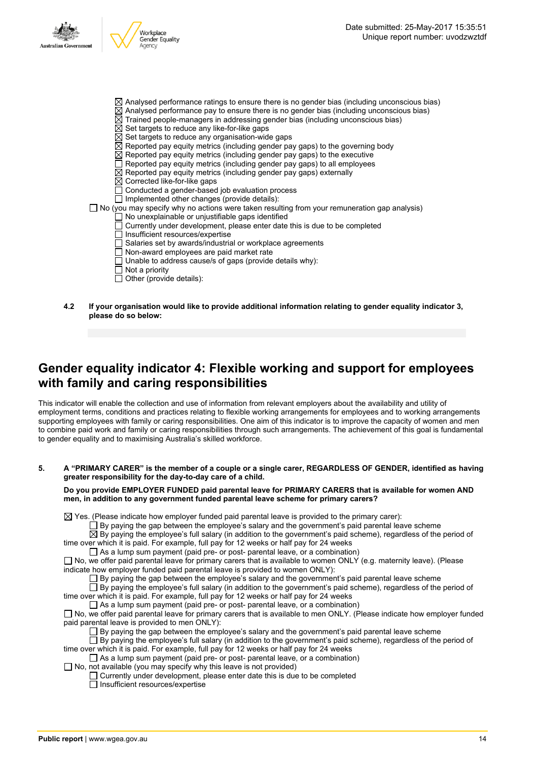- ☒ Analysed performance ratings to ensure there is no gender bias (including unconscious bias)
- ☒ Analysed performance pay to ensure there is no gender bias (including unconscious bias)
- ☒ Trained people-managers in addressing gender bias (including unconscious bias)
- ☒ Set targets to reduce any like-for-like gaps
- ☒ Set targets to reduce any organisation-wide gaps
- ☒ Reported pay equity metrics (including gender pay gaps) to the governing body
- ☒ Reported pay equity metrics (including gender pay gaps) to the executive
- ☐ Reported pay equity metrics (including gender pay gaps) to all employees
- ☒ Reported pay equity metrics (including gender pay gaps) externally
- ☒ Corrected like-for-like gaps
- ☐ Conducted a gender-based job evaluation process
- ☐ Implemented other changes (provide details):

☐ No (you may specify why no actions were taken resulting from your remuneration gap analysis)

- ☐ No unexplainable or unjustifiable gaps identified
- ☐ Currently under development, please enter date this is due to be completed
- ☐ Insufficient resources/expertise
- ☐ Salaries set by awards/industrial or workplace agreements
- ☐ Non-award employees are paid market rate
- ☐ Unable to address cause/s of gaps (provide details why):
- ☐ Not a priority
- ☐ Other (provide details):

**4.2 If your organisation would like to provide additional information relating to gender equality indicator 3, please do so below:**

## Gender equality indicator 4: Flexible working and support for employees with family and caring responsibilities

This indicator will enable the collection and use of information from relevant employers about the availability and utility of employment terms, conditions and practices relating to flexible working arrangements for employees and to working arrangements supporting employees with family or caring responsibilities. One aim of this indicator is to improve the capacity of women and men to combine paid work and family or caring responsibilities through such arrangements. The achievement of this goal is fundamental to gender equality and to maximising Australia's skilled workforce.

**5. A "PRIMARY CARER" is the member of a couple or a single carer, REGARDLESS OF GENDER, identified as having greater responsibility for the day-to-day care of a child.**

**Do you provide EMPLOYER FUNDED paid parental leave for PRIMARY CARERS that is available for women AND men, in addition to any government funded parental leave scheme for primary carers?**

☒ Yes. (Please indicate how employer funded paid parental leave is provided to the primary carer):

- ☐ By paying the gap between the employee's salary and the government's paid parental leave scheme
- ☒ By paying the employee's full salary (in addition to the government's paid scheme), regardless of the period of time over which it is paid. For example, full pay for 12 weeks or half pay for 24 weeks
- ☐ As a lump sum payment (paid pre- or post- parental leave, or a combination)

☐ No, we offer paid parental leave for primary carers that is available to women ONLY (e.g. maternity leave). (Please indicate how employer funded paid parental leave is provided to women ONLY):

- ☐ By paying the gap between the employee's salary and the government's paid parental leave scheme
- ☐ By paying the employee's full salary (in addition to the government's paid scheme), regardless of the period of time over which it is paid. For example, full pay for 12 weeks or half pay for 24 weeks
- ☐ As a lump sum payment (paid pre- or post- parental leave, or a combination)

☐ No, we offer paid parental leave for primary carers that is available to men ONLY. (Please indicate how employer funded paid parental leave is provided to men ONLY):

- ☐ By paying the gap between the employee's salary and the government's paid parental leave scheme
- ☐ By paying the employee's full salary (in addition to the government's paid scheme), regardless of the period of time over which it is paid. For example, full pay for 12 weeks or half pay for 24 weeks
- ☐ As a lump sum payment (paid pre- or post- parental leave, or a combination)

☐ No, not available (you may specify why this leave is not provided)

- ☐ Currently under development, please enter date this is due to be completed
- ☐ Insufficient resources/expertise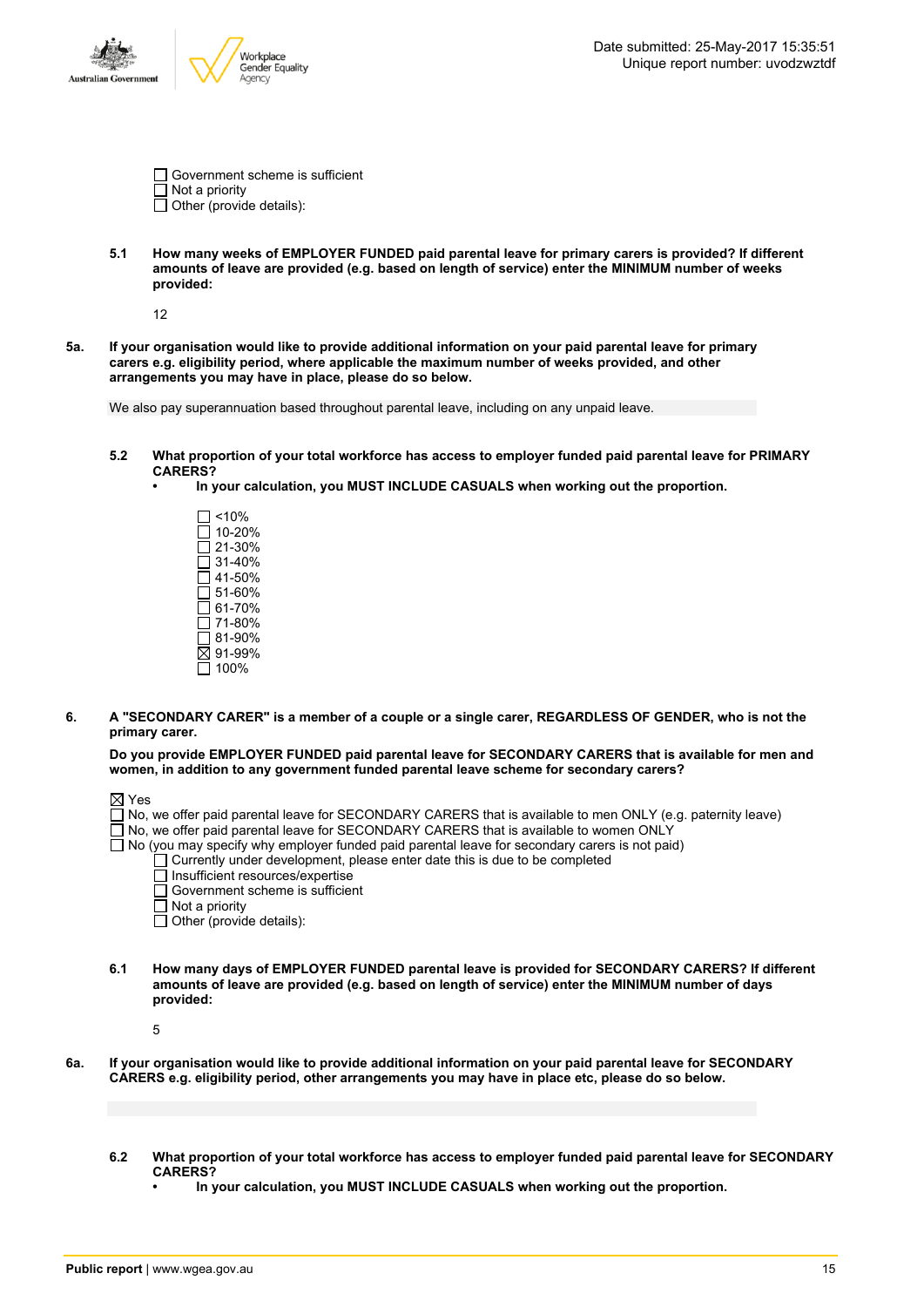- ☐ Government scheme is sufficient
- ☐ Not a priority
- ☐ Other (provide details):

**5.1 How many weeks of EMPLOYER FUNDED paid parental leave for primary carers is provided? If different amounts of leave are provided (e.g. based on length of service) enter the MINIMUM number of weeks provided:**

12

**5a. If your organisation would like to provide additional information on your paid parental leave for primary carers e.g. eligibility period, where applicable the maximum number of weeks provided, and other arrangements you may have in place, please do so below.**

We also pay superannuation based throughout parental leave, including on any unpaid leave.

**5.2 What proportion of your total workforce has access to employer funded paid parental leave for PRIMARY CARERS?**

- **In your calculation, you MUST INCLUDE CASUALS when working out the proportion.**

- ☐ <10%
- ☐ 10-20%
- ☐ 21-30%
- ☐ 31-40%
- ☐ 41-50%
- ☐ 51-60%
- ☐ 61-70%
- ☐ 71-80%
- ☐ 81-90%
- ☒ 91-99%
- ☐ 100%

**6. A "SECONDARY CARER" is a member of a couple or a single carer, REGARDLESS OF GENDER, who is not the primary carer.**

**Do you provide EMPLOYER FUNDED paid parental leave for SECONDARY CARERS that is available for men and women, in addition to any government funded parental leave scheme for secondary carers?**

- ☒ Yes
- ☐ No, we offer paid parental leave for SECONDARY CARERS that is available to men ONLY (e.g. paternity leave)
- ☐ No, we offer paid parental leave for SECONDARY CARERS that is available to women ONLY
- ☐ No (you may specify why employer funded paid parental leave for secondary carers is not paid)
  - ☐ Currently under development, please enter date this is due to be completed
  - ☐ Insufficient resources/expertise
  - ☐ Government scheme is sufficient
  - ☐ Not a priority
  - ☐ Other (provide details):

**6.1 How many days of EMPLOYER FUNDED parental leave is provided for SECONDARY CARERS? If different amounts of leave are provided (e.g. based on length of service) enter the MINIMUM number of days provided:**

5

**6a. If your organisation would like to provide additional information on your paid parental leave for SECONDARY CARERS e.g. eligibility period, other arrangements you may have in place etc, please do so below.**

**6.2 What proportion of your total workforce has access to employer funded paid parental leave for SECONDARY CARERS?**

- **In your calculation, you MUST INCLUDE CASUALS when working out the proportion.**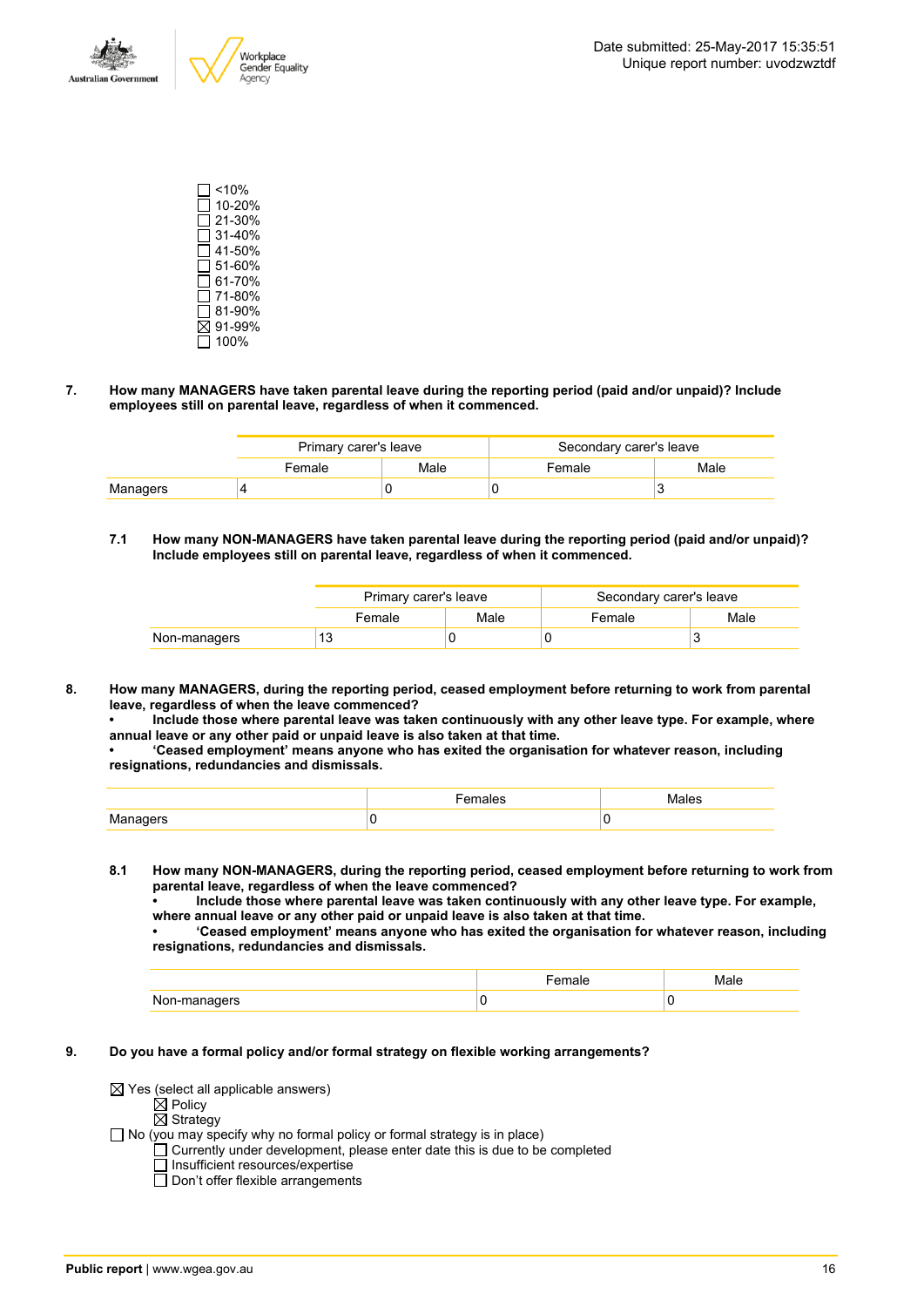- ☐ <10%
- ☐ 10-20%
- ☐ 21-30%
- ☐ 31-40%
- ☐ 41-50%
- ☐ 51-60%
- ☐ 61-70%
- ☐ 71-80%
- ☐ 81-90%
- ☒ 91-99%
- ☐ 100%

**7. How many MANAGERS have taken parental leave during the reporting period (paid and/or unpaid)? Include employees still on parental leave, regardless of when it commenced.**

| | Primary carer's leave | | Secondary carer's leave | |
|---|---|---|---|---|
| | Female | Male | Female | Male |
| Managers | 4 | 0 | 0 | 3 |

**7.1 How many NON-MANAGERS have taken parental leave during the reporting period (paid and/or unpaid)? Include employees still on parental leave, regardless of when it commenced.**

| | Primary carer's leave | | Secondary carer's leave | |
|---|---|---|---|---|
| | Female | Male | Female | Male |
| Non-managers | 13 | 0 | 0 | 3 |

**8. How many MANAGERS, during the reporting period, ceased employment before returning to work from parental leave, regardless of when the leave commenced?**
**• Include those where parental leave was taken continuously with any other leave type. For example, where annual leave or any other paid or unpaid leave is also taken at that time.**
**• 'Ceased employment' means anyone who has exited the organisation for whatever reason, including resignations, redundancies and dismissals.**

| | Females | Males |
|---|---|---|
| Managers | 0 | 0 |

**8.1 How many NON-MANAGERS, during the reporting period, ceased employment before returning to work from parental leave, regardless of when the leave commenced?**
**• Include those where parental leave was taken continuously with any other leave type. For example, where annual leave or any other paid or unpaid leave is also taken at that time.**
**• 'Ceased employment' means anyone who has exited the organisation for whatever reason, including resignations, redundancies and dismissals.**

| | Female | Male |
|---|---|---|
| Non-managers | 0 | 0 |

**9. Do you have a formal policy and/or formal strategy on flexible working arrangements?**

- ☒ Yes (select all applicable answers)
  - ☒ Policy
  - ☒ Strategy
- ☐ No (you may specify why no formal policy or formal strategy is in place)
  - ☐ Currently under development, please enter date this is due to be completed
  - ☐ Insufficient resources/expertise
  - ☐ Don't offer flexible arrangements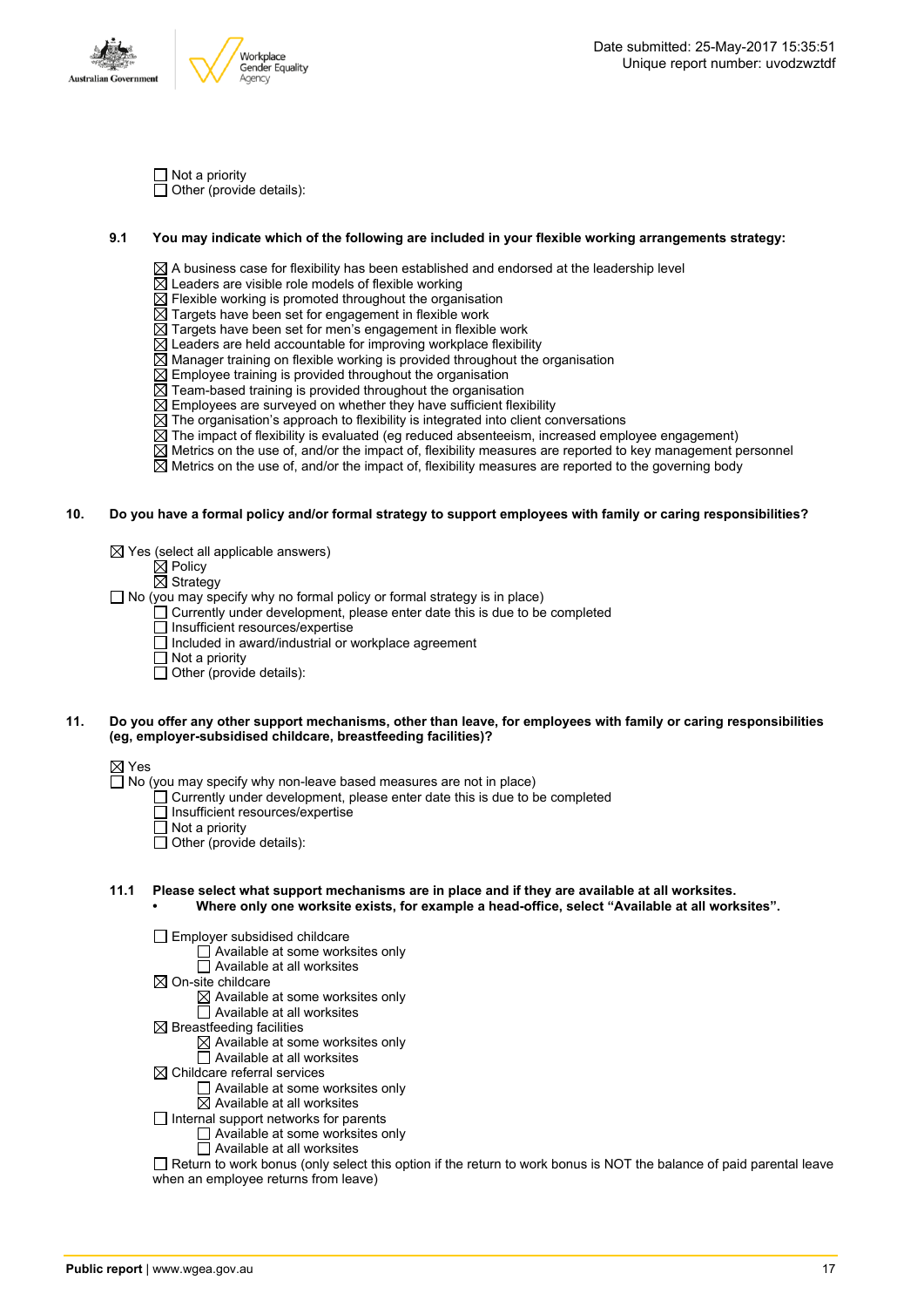☐ Not a priority
☐ Other (provide details):

**9.1 You may indicate which of the following are included in your flexible working arrangements strategy:**

☒ A business case for flexibility has been established and endorsed at the leadership level
☒ Leaders are visible role models of flexible working
☒ Flexible working is promoted throughout the organisation
☒ Targets have been set for engagement in flexible work
☒ Targets have been set for men's engagement in flexible work
☒ Leaders are held accountable for improving workplace flexibility
☒ Manager training on flexible working is provided throughout the organisation
☒ Employee training is provided throughout the organisation
☒ Team-based training is provided throughout the organisation
☒ Employees are surveyed on whether they have sufficient flexibility
☒ The organisation's approach to flexibility is integrated into client conversations
☒ The impact of flexibility is evaluated (eg reduced absenteeism, increased employee engagement)
☒ Metrics on the use of, and/or the impact of, flexibility measures are reported to key management personnel
☒ Metrics on the use of, and/or the impact of, flexibility measures are reported to the governing body

**10. Do you have a formal policy and/or formal strategy to support employees with family or caring responsibilities?**

☒ Yes (select all applicable answers)
  ☒ Policy
  ☒ Strategy
☐ No (you may specify why no formal policy or formal strategy is in place)
  ☐ Currently under development, please enter date this is due to be completed
  ☐ Insufficient resources/expertise
  ☐ Included in award/industrial or workplace agreement
  ☐ Not a priority
  ☐ Other (provide details):

**11. Do you offer any other support mechanisms, other than leave, for employees with family or caring responsibilities (eg, employer-subsidised childcare, breastfeeding facilities)?**

☒ Yes
☐ No (you may specify why non-leave based measures are not in place)
  ☐ Currently under development, please enter date this is due to be completed
  ☐ Insufficient resources/expertise
  ☐ Not a priority
  ☐ Other (provide details):

**11.1 Please select what support mechanisms are in place and if they are available at all worksites.**
- **Where only one worksite exists, for example a head-office, select "Available at all worksites".**

☐ Employer subsidised childcare
  ☐ Available at some worksites only
  ☐ Available at all worksites
☒ On-site childcare
  ☒ Available at some worksites only
  ☐ Available at all worksites
☒ Breastfeeding facilities
  ☒ Available at some worksites only
  ☐ Available at all worksites
☒ Childcare referral services
  ☐ Available at some worksites only
  ☒ Available at all worksites
☐ Internal support networks for parents
  ☐ Available at some worksites only
  ☐ Available at all worksites
☐ Return to work bonus (only select this option if the return to work bonus is NOT the balance of paid parental leave when an employee returns from leave)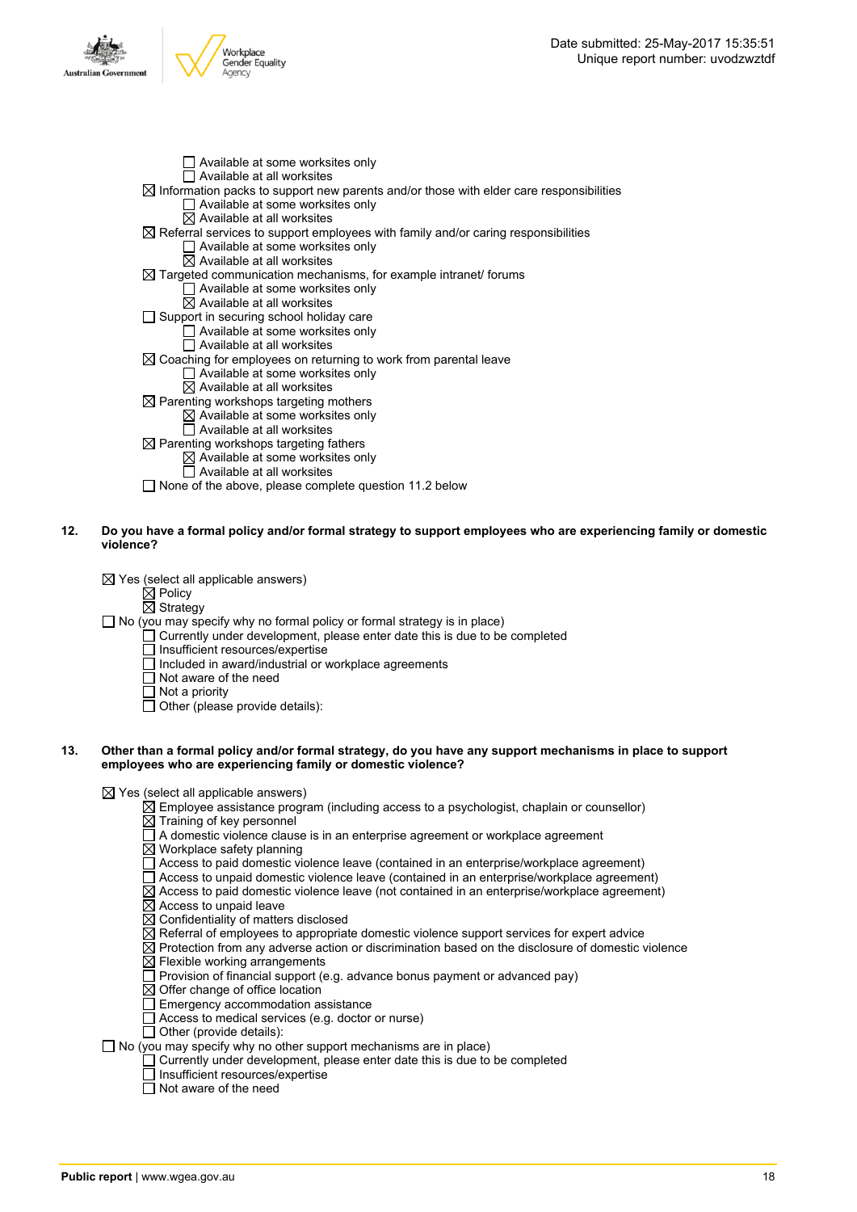- ☐ Available at some worksites only
- ☐ Available at all worksites

☒ Information packs to support new parents and/or those with elder care responsibilities
- ☐ Available at some worksites only
- ☒ Available at all worksites

☒ Referral services to support employees with family and/or caring responsibilities
- ☐ Available at some worksites only
- ☒ Available at all worksites

☒ Targeted communication mechanisms, for example intranet/ forums
- ☐ Available at some worksites only
- ☒ Available at all worksites

☐ Support in securing school holiday care
- ☐ Available at some worksites only
- ☐ Available at all worksites

☒ Coaching for employees on returning to work from parental leave
- ☐ Available at some worksites only
- ☒ Available at all worksites

☒ Parenting workshops targeting mothers
- ☒ Available at some worksites only
- ☐ Available at all worksites

☒ Parenting workshops targeting fathers
- ☒ Available at some worksites only
- ☐ Available at all worksites

☐ None of the above, please complete question 11.2 below

**12. Do you have a formal policy and/or formal strategy to support employees who are experiencing family or domestic violence?**

☒ Yes (select all applicable answers)
- ☒ Policy
- ☒ Strategy

☐ No (you may specify why no formal policy or formal strategy is in place)
- ☐ Currently under development, please enter date this is due to be completed
- ☐ Insufficient resources/expertise
- ☐ Included in award/industrial or workplace agreements
- ☐ Not aware of the need
- ☐ Not a priority
- ☐ Other (please provide details):

**13. Other than a formal policy and/or formal strategy, do you have any support mechanisms in place to support employees who are experiencing family or domestic violence?**

☒ Yes (select all applicable answers)
- ☒ Employee assistance program (including access to a psychologist, chaplain or counsellor)
- ☒ Training of key personnel
- ☐ A domestic violence clause is in an enterprise agreement or workplace agreement
- ☒ Workplace safety planning
- ☐ Access to paid domestic violence leave (contained in an enterprise/workplace agreement)
- ☐ Access to unpaid domestic violence leave (contained in an enterprise/workplace agreement)
- ☒ Access to paid domestic violence leave (not contained in an enterprise/workplace agreement)
- ☒ Access to unpaid leave
- ☒ Confidentiality of matters disclosed
- ☒ Referral of employees to appropriate domestic violence support services for expert advice
- ☒ Protection from any adverse action or discrimination based on the disclosure of domestic violence
- ☒ Flexible working arrangements
- ☐ Provision of financial support (e.g. advance bonus payment or advanced pay)
- ☒ Offer change of office location
- ☐ Emergency accommodation assistance
- ☐ Access to medical services (e.g. doctor or nurse)
- ☐ Other (provide details):

☐ No (you may specify why no other support mechanisms are in place)
- ☐ Currently under development, please enter date this is due to be completed
- ☐ Insufficient resources/expertise
- ☐ Not aware of the need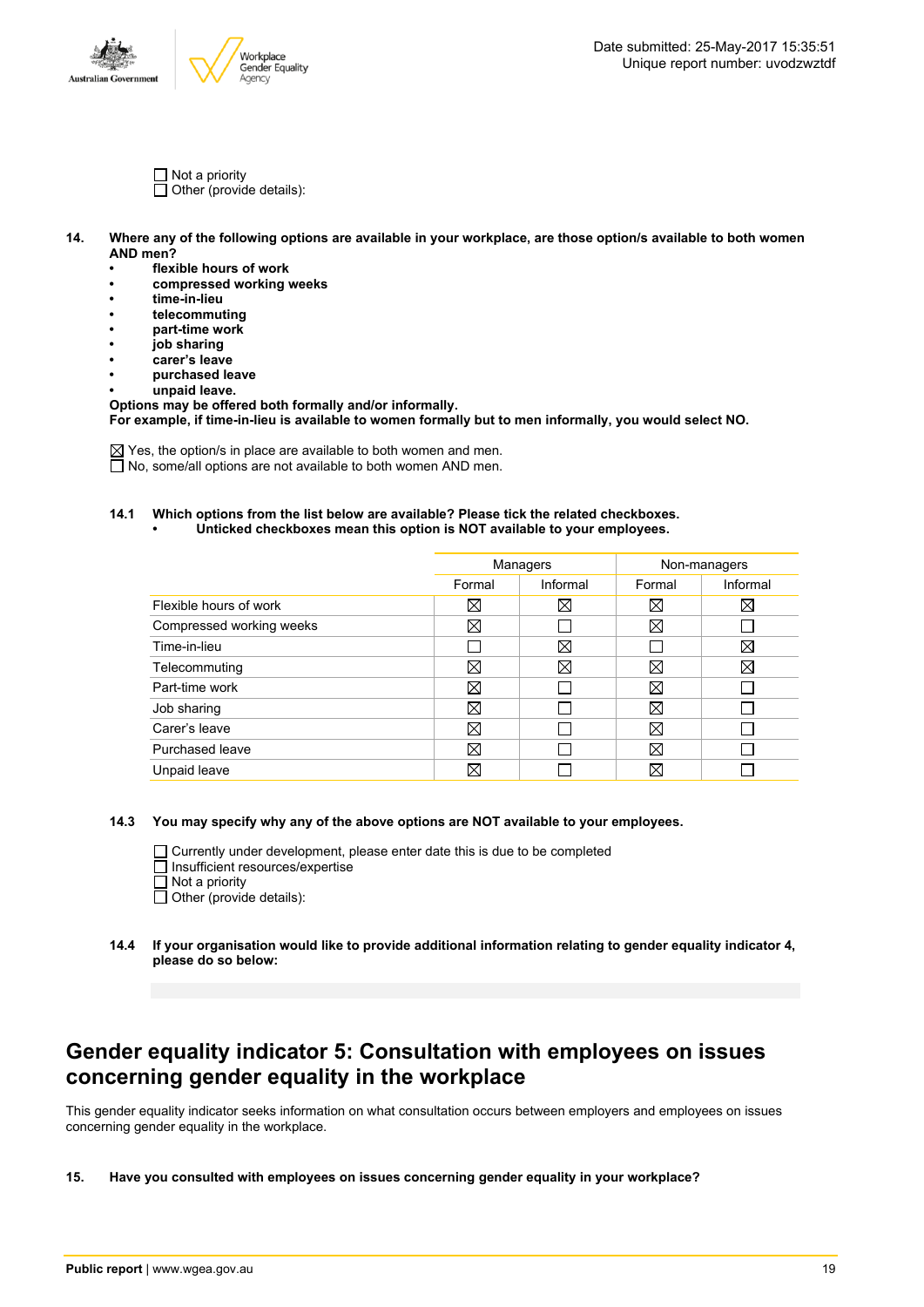☐ Not a priority
☐ Other (provide details):

**14. Where any of the following options are available in your workplace, are those option/s available to both women AND men?**

- **flexible hours of work**
- **compressed working weeks**
- **time-in-lieu**
- **telecommuting**
- **part-time work**
- **job sharing**
- **carer's leave**
- **purchased leave**
- **unpaid leave.**

**Options may be offered both formally and/or informally.**
**For example, if time-in-lieu is available to women formally but to men informally, you would select NO.**

☒ Yes, the option/s in place are available to both women and men.
☐ No, some/all options are not available to both women AND men.

**14.1 Which options from the list below are available? Please tick the related checkboxes.**
- **Unticked checkboxes mean this option is NOT available to your employees.**

| | Managers | | Non-managers | |
|---|---|---|---|---|
| | Formal | Informal | Formal | Informal |
| Flexible hours of work | ☒ | ☒ | ☒ | ☒ |
| Compressed working weeks | ☒ | ☐ | ☒ | ☐ |
| Time-in-lieu | ☐ | ☒ | ☐ | ☒ |
| Telecommuting | ☒ | ☒ | ☒ | ☒ |
| Part-time work | ☒ | ☐ | ☒ | ☐ |
| Job sharing | ☒ | ☐ | ☒ | ☐ |
| Carer's leave | ☒ | ☐ | ☒ | ☐ |
| Purchased leave | ☒ | ☐ | ☒ | ☐ |
| Unpaid leave | ☒ | ☐ | ☒ | ☐ |

**14.3 You may specify why any of the above options are NOT available to your employees.**

☐ Currently under development, please enter date this is due to be completed
☐ Insufficient resources/expertise
☐ Not a priority
☐ Other (provide details):

**14.4 If your organisation would like to provide additional information relating to gender equality indicator 4, please do so below:**

## Gender equality indicator 5: Consultation with employees on issues concerning gender equality in the workplace

This gender equality indicator seeks information on what consultation occurs between employers and employees on issues concerning gender equality in the workplace.

**15. Have you consulted with employees on issues concerning gender equality in your workplace?**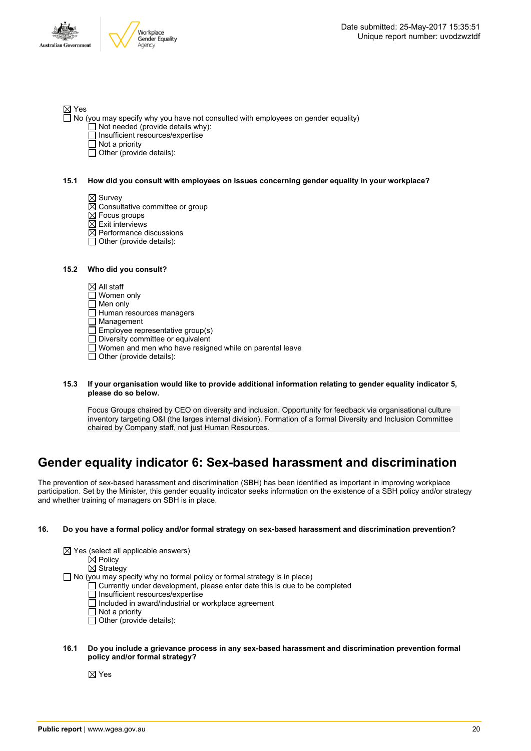☒ Yes
☐ No (you may specify why you have not consulted with employees on gender equality)
  ☐ Not needed (provide details why):
  ☐ Insufficient resources/expertise
  ☐ Not a priority
  ☐ Other (provide details):

**15.1 How did you consult with employees on issues concerning gender equality in your workplace?**

  ☒ Survey
  ☒ Consultative committee or group
  ☒ Focus groups
  ☒ Exit interviews
  ☒ Performance discussions
  ☐ Other (provide details):

**15.2 Who did you consult?**

  ☒ All staff
  ☐ Women only
  ☐ Men only
  ☐ Human resources managers
  ☐ Management
  ☐ Employee representative group(s)
  ☐ Diversity committee or equivalent
  ☐ Women and men who have resigned while on parental leave
  ☐ Other (provide details):

**15.3 If your organisation would like to provide additional information relating to gender equality indicator 5, please do so below.**

Focus Groups chaired by CEO on diversity and inclusion. Opportunity for feedback via organisational culture inventory targeting O&I (the larges internal division). Formation of a formal Diversity and Inclusion Committee chaired by Company staff, not just Human Resources.

## Gender equality indicator 6: Sex-based harassment and discrimination

The prevention of sex-based harassment and discrimination (SBH) has been identified as important in improving workplace participation. Set by the Minister, this gender equality indicator seeks information on the existence of a SBH policy and/or strategy and whether training of managers on SBH is in place.

**16. Do you have a formal policy and/or formal strategy on sex-based harassment and discrimination prevention?**

☒ Yes (select all applicable answers)
  ☒ Policy
  ☒ Strategy
☐ No (you may specify why no formal policy or formal strategy is in place)
  ☐ Currently under development, please enter date this is due to be completed
  ☐ Insufficient resources/expertise
  ☐ Included in award/industrial or workplace agreement
  ☐ Not a priority
  ☐ Other (provide details):

**16.1 Do you include a grievance process in any sex-based harassment and discrimination prevention formal policy and/or formal strategy?**

  ☒ Yes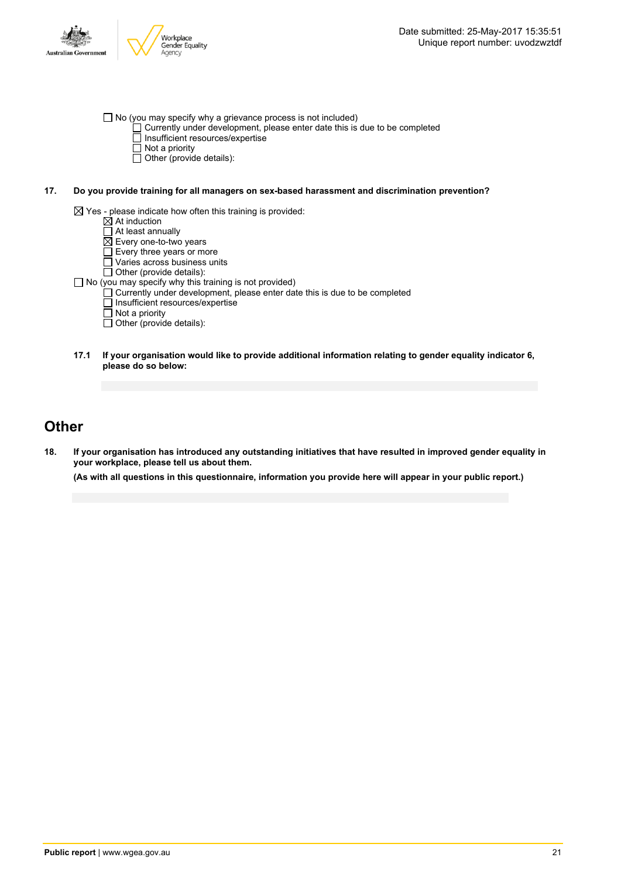- ☐ No (you may specify why a grievance process is not included)
  - ☐ Currently under development, please enter date this is due to be completed
  - ☐ Insufficient resources/expertise
  - ☐ Not a priority
  - ☐ Other (provide details):

**17. Do you provide training for all managers on sex-based harassment and discrimination prevention?**

- ☒ Yes - please indicate how often this training is provided:
  - ☒ At induction
  - ☐ At least annually
  - ☒ Every one-to-two years
  - ☐ Every three years or more
  - ☐ Varies across business units
  - ☐ Other (provide details):
- ☐ No (you may specify why this training is not provided)
  - ☐ Currently under development, please enter date this is due to be completed
  - ☐ Insufficient resources/expertise
  - ☐ Not a priority
  - ☐ Other (provide details):

**17.1 If your organisation would like to provide additional information relating to gender equality indicator 6, please do so below:**

# Other

**18. If your organisation has introduced any outstanding initiatives that have resulted in improved gender equality in your workplace, please tell us about them.**

**(As with all questions in this questionnaire, information you provide here will appear in your public report.)**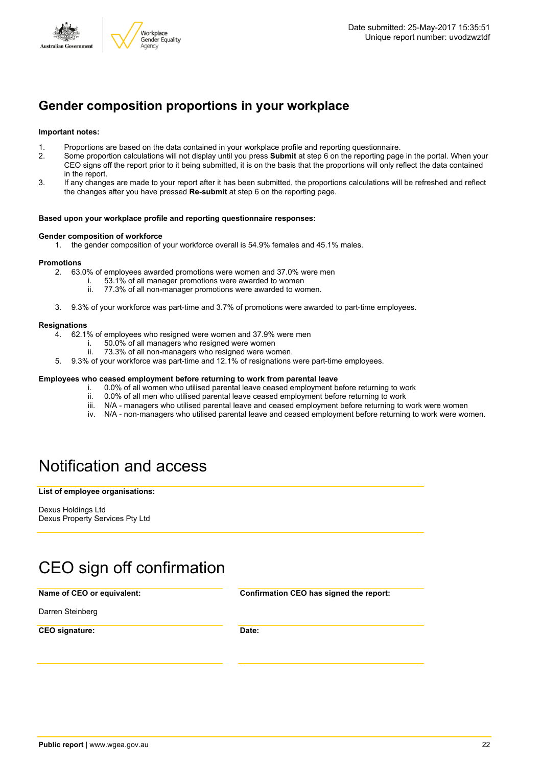## Gender composition proportions in your workplace

**Important notes:**

1. Proportions are based on the data contained in your workplace profile and reporting questionnaire.
2. Some proportion calculations will not display until you press **Submit** at step 6 on the reporting page in the portal. When your CEO signs off the report prior to it being submitted, it is on the basis that the proportions will only reflect the data contained in the report.
3. If any changes are made to your report after it has been submitted, the proportions calculations will be refreshed and reflect the changes after you have pressed **Re-submit** at step 6 on the reporting page.

**Based upon your workplace profile and reporting questionnaire responses:**

**Gender composition of workforce**

1. the gender composition of your workforce overall is 54.9% females and 45.1% males.

**Promotions**

2. 63.0% of employees awarded promotions were women and 37.0% were men
   i. 53.1% of all manager promotions were awarded to women
   ii. 77.3% of all non-manager promotions were awarded to women.
3. 9.3% of your workforce was part-time and 3.7% of promotions were awarded to part-time employees.

**Resignations**

4. 62.1% of employees who resigned were women and 37.9% were men
   i. 50.0% of all managers who resigned were women
   ii. 73.3% of all non-managers who resigned were women.
5. 9.3% of your workforce was part-time and 12.1% of resignations were part-time employees.

**Employees who ceased employment before returning to work from parental leave**

i. 0.0% of all women who utilised parental leave ceased employment before returning to work
ii. 0.0% of all men who utilised parental leave ceased employment before returning to work
iii. N/A - managers who utilised parental leave and ceased employment before returning to work were women
iv. N/A - non-managers who utilised parental leave and ceased employment before returning to work were women.

# Notification and access

**List of employee organisations:**

Dexus Holdings Ltd
Dexus Property Services Pty Ltd

# CEO sign off confirmation

**Name of CEO or equivalent:**

Darren Steinberg

**Confirmation CEO has signed the report:**

**CEO signature:**

**Date:**